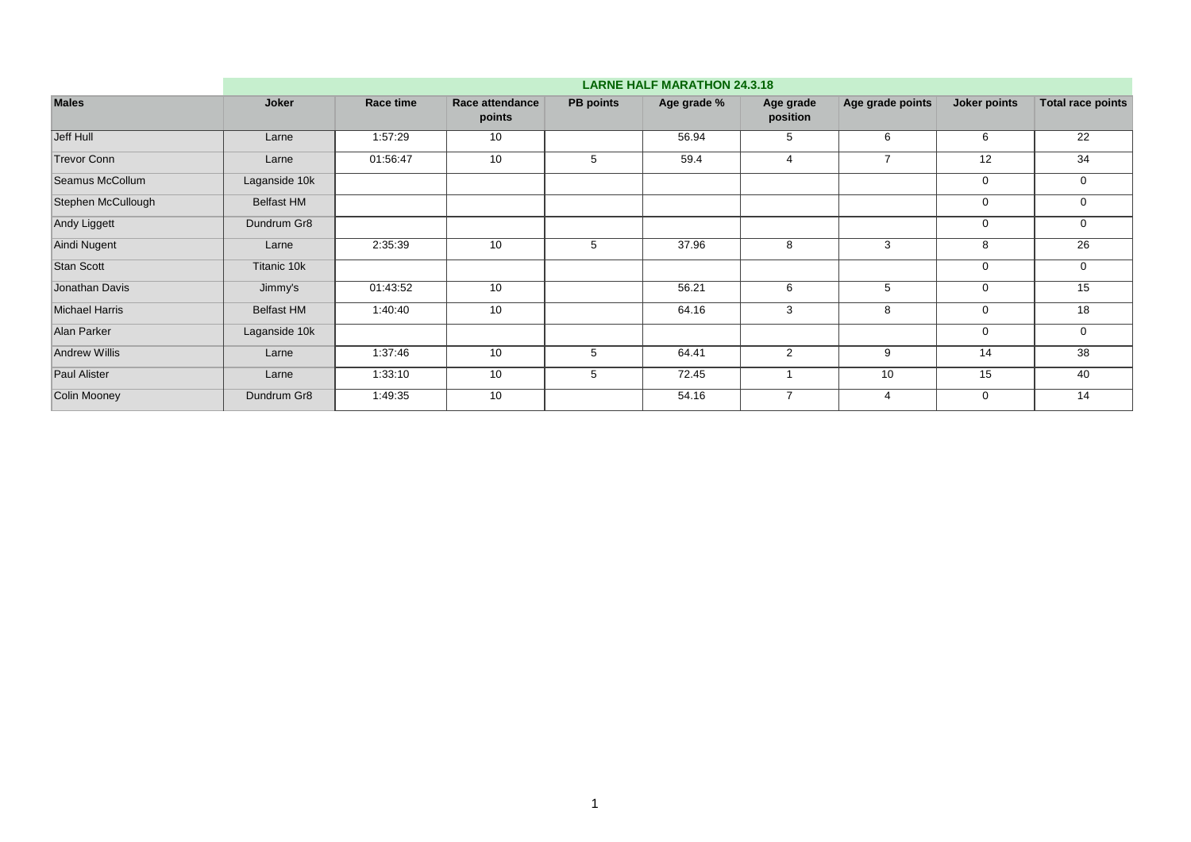| | LARNE HALF MARATHON 24.3.18 | | | | | | | | |
|---|---|---|---|---|---|---|---|---|---|
| **Males** | **Joker** | **Race time** | **Race attendance points** | **PB points** | **Age grade %** | **Age grade position** | **Age grade points** | **Joker points** | **Total race points** |
| Jeff Hull | Larne | 1:57:29 | 10 | | 56.94 | 5 | 6 | 6 | 22 |
| Trevor Conn | Larne | 01:56:47 | 10 | 5 | 59.4 | 4 | 7 | 12 | 34 |
| Seamus McCollum | Laganside 10k | | | | | | | 0 | 0 |
| Stephen McCullough | Belfast HM | | | | | | | 0 | 0 |
| Andy Liggett | Dundrum Gr8 | | | | | | | 0 | 0 |
| Aindi Nugent | Larne | 2:35:39 | 10 | 5 | 37.96 | 8 | 3 | 8 | 26 |
| Stan Scott | Titanic 10k | | | | | | | 0 | 0 |
| Jonathan Davis | Jimmy's | 01:43:52 | 10 | | 56.21 | 6 | 5 | 0 | 15 |
| Michael Harris | Belfast HM | 1:40:40 | 10 | | 64.16 | 3 | 8 | 0 | 18 |
| Alan Parker | Laganside 10k | | | | | | | 0 | 0 |
| Andrew Willis | Larne | 1:37:46 | 10 | 5 | 64.41 | 2 | 9 | 14 | 38 |
| Paul Alister | Larne | 1:33:10 | 10 | 5 | 72.45 | 1 | 10 | 15 | 40 |
| Colin Mooney | Dundrum Gr8 | 1:49:35 | 10 | | 54.16 | 7 | 4 | 0 | 14 |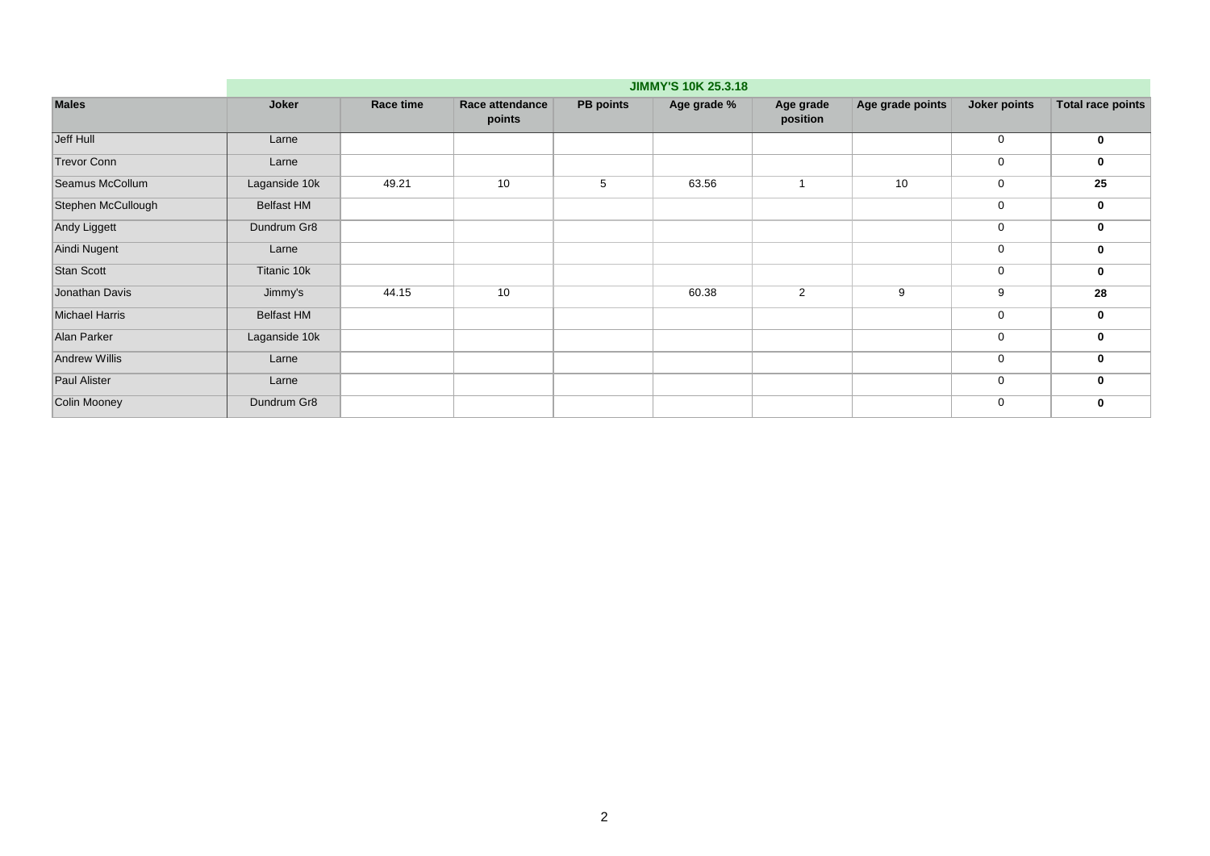| | | | | | JIMMY'S 10K 25.3.18 | | | | |
|---|---|---|---|---|---|---|---|---|---|
| **Males** | **Joker** | **Race time** | **Race attendance points** | **PB points** | **Age grade %** | **Age grade position** | **Age grade points** | **Joker points** | **Total race points** |
| Jeff Hull | Larne | | | | | | | 0 | **0** |
| Trevor Conn | Larne | | | | | | | 0 | **0** |
| Seamus McCollum | Laganside 10k | 49.21 | 10 | 5 | 63.56 | 1 | 10 | 0 | **25** |
| Stephen McCullough | Belfast HM | | | | | | | 0 | **0** |
| Andy Liggett | Dundrum Gr8 | | | | | | | 0 | **0** |
| Aindi Nugent | Larne | | | | | | | 0 | **0** |
| Stan Scott | Titanic 10k | | | | | | | 0 | **0** |
| Jonathan Davis | Jimmy's | 44.15 | 10 | | 60.38 | 2 | 9 | 9 | **28** |
| Michael Harris | Belfast HM | | | | | | | 0 | **0** |
| Alan Parker | Laganside 10k | | | | | | | 0 | **0** |
| Andrew Willis | Larne | | | | | | | 0 | **0** |
| Paul Alister | Larne | | | | | | | 0 | **0** |
| Colin Mooney | Dundrum Gr8 | | | | | | | 0 | **0** |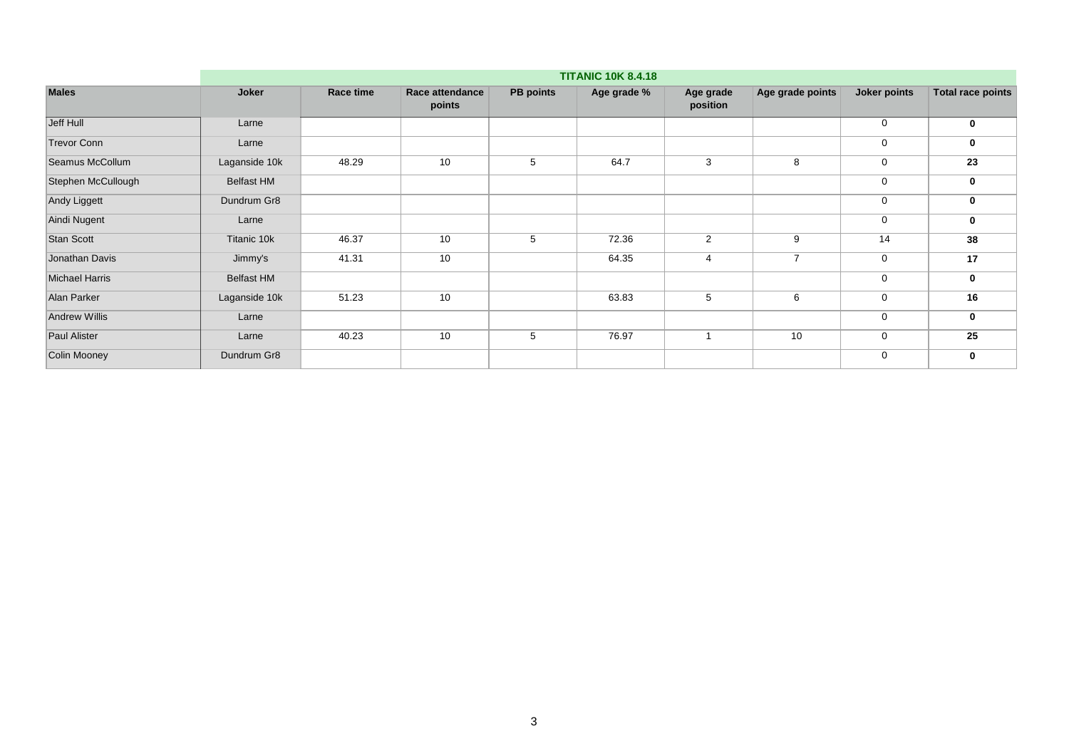| Males | Joker | TITANIC 10K 8.4.18 | | | | | | | |
|---|---|---|---|---|---|---|---|---|---|
| | | Race time | Race attendance points | PB points | Age grade % | Age grade position | Age grade points | Joker points | Total race points |
| Jeff Hull | Larne | | | | | | | 0 | **0** |
| Trevor Conn | Larne | | | | | | | 0 | **0** |
| Seamus McCollum | Laganside 10k | 48.29 | 10 | 5 | 64.7 | 3 | 8 | 0 | **23** |
| Stephen McCullough | Belfast HM | | | | | | | 0 | **0** |
| Andy Liggett | Dundrum Gr8 | | | | | | | 0 | **0** |
| Aindi Nugent | Larne | | | | | | | 0 | **0** |
| Stan Scott | Titanic 10k | 46.37 | 10 | 5 | 72.36 | 2 | 9 | 14 | **38** |
| Jonathan Davis | Jimmy's | 41.31 | 10 | | 64.35 | 4 | 7 | 0 | **17** |
| Michael Harris | Belfast HM | | | | | | | 0 | **0** |
| Alan Parker | Laganside 10k | 51.23 | 10 | | 63.83 | 5 | 6 | 0 | **16** |
| Andrew Willis | Larne | | | | | | | 0 | **0** |
| Paul Alister | Larne | 40.23 | 10 | 5 | 76.97 | 1 | 10 | 0 | **25** |
| Colin Mooney | Dundrum Gr8 | | | | | | | 0 | **0** |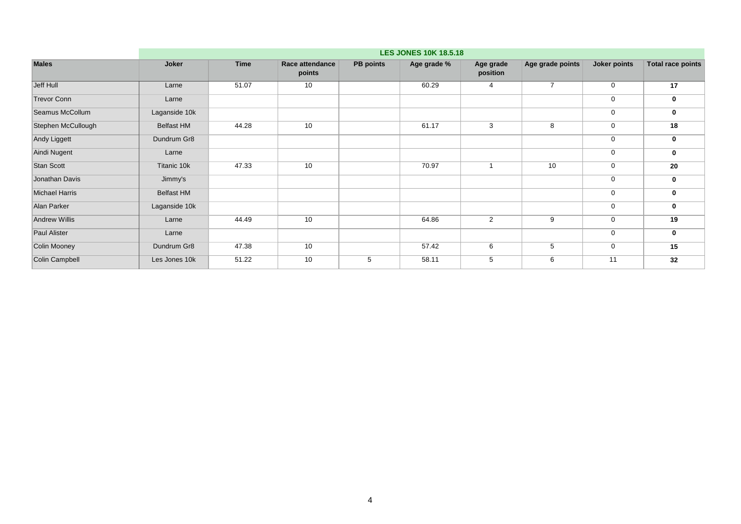| Males | Joker | LES JONES 10K 18.5.18 | | | | | | | |
|---|---|---|---|---|---|---|---|---|---|
| | | Time | Race attendance points | PB points | Age grade % | Age grade position | Age grade points | Joker points | Total race points |
| Jeff Hull | Larne | 51.07 | 10 | | 60.29 | 4 | 7 | 0 | **17** |
| Trevor Conn | Larne | | | | | | | 0 | **0** |
| Seamus McCollum | Laganside 10k | | | | | | | 0 | **0** |
| Stephen McCullough | Belfast HM | 44.28 | 10 | | 61.17 | 3 | 8 | 0 | **18** |
| Andy Liggett | Dundrum Gr8 | | | | | | | 0 | **0** |
| Aindi Nugent | Larne | | | | | | | 0 | **0** |
| Stan Scott | Titanic 10k | 47.33 | 10 | | 70.97 | 1 | 10 | 0 | **20** |
| Jonathan Davis | Jimmy's | | | | | | | 0 | **0** |
| Michael Harris | Belfast HM | | | | | | | 0 | **0** |
| Alan Parker | Laganside 10k | | | | | | | 0 | **0** |
| Andrew Willis | Larne | 44.49 | 10 | | 64.86 | 2 | 9 | 0 | **19** |
| Paul Alister | Larne | | | | | | | 0 | **0** |
| Colin Mooney | Dundrum Gr8 | 47.38 | 10 | | 57.42 | 6 | 5 | 0 | **15** |
| Colin Campbell | Les Jones 10k | 51.22 | 10 | 5 | 58.11 | 5 | 6 | 11 | **32** |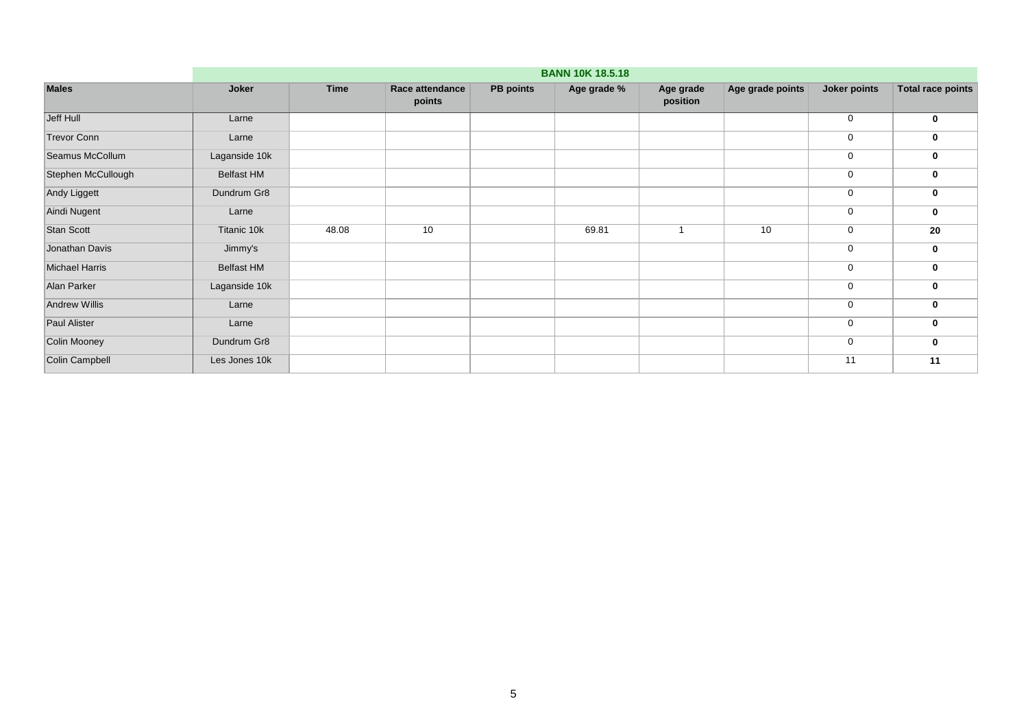| | BANN 10K 18.5.18 | | | | | | | | |
|---|---|---|---|---|---|---|---|---|---|
| **Males** | **Joker** | **Time** | **Race attendance points** | **PB points** | **Age grade %** | **Age grade position** | **Age grade points** | **Joker points** | **Total race points** |
| Jeff Hull | Larne | | | | | | | 0 | **0** |
| Trevor Conn | Larne | | | | | | | 0 | **0** |
| Seamus McCollum | Laganside 10k | | | | | | | 0 | **0** |
| Stephen McCullough | Belfast HM | | | | | | | 0 | **0** |
| Andy Liggett | Dundrum Gr8 | | | | | | | 0 | **0** |
| Aindi Nugent | Larne | | | | | | | 0 | **0** |
| Stan Scott | Titanic 10k | 48.08 | 10 | | 69.81 | 1 | 10 | 0 | **20** |
| Jonathan Davis | Jimmy's | | | | | | | 0 | **0** |
| Michael Harris | Belfast HM | | | | | | | 0 | **0** |
| Alan Parker | Laganside 10k | | | | | | | 0 | **0** |
| Andrew Willis | Larne | | | | | | | 0 | **0** |
| Paul Alister | Larne | | | | | | | 0 | **0** |
| Colin Mooney | Dundrum Gr8 | | | | | | | 0 | **0** |
| Colin Campbell | Les Jones 10k | | | | | | | 11 | **11** |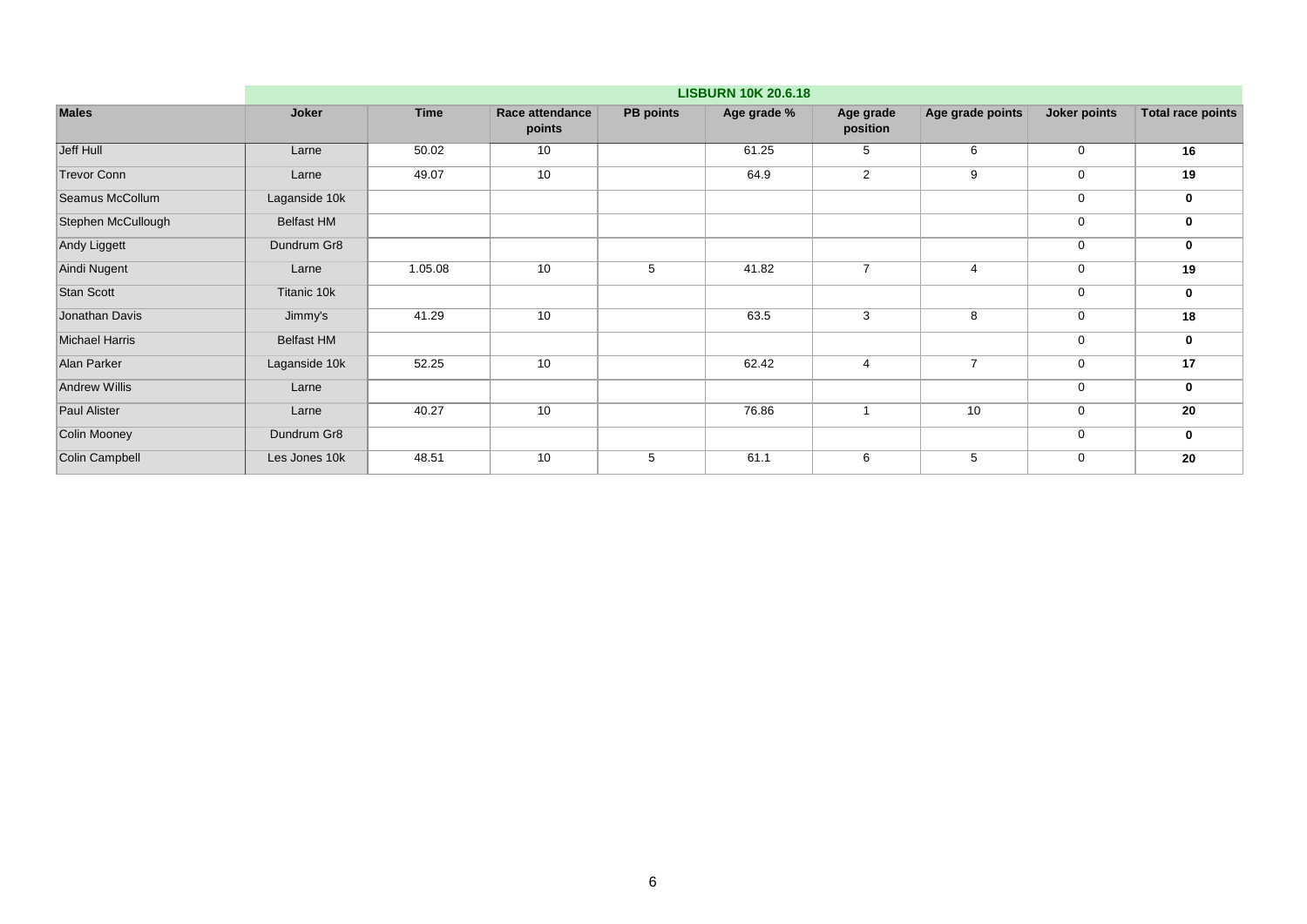| Males | Joker | Time | Race attendance points | PB points | Age grade % | Age grade position | Age grade points | Joker points | Total race points |
|---|---|---|---|---|---|---|---|---|---|
| | **LISBURN 10K 20.6.18** | | | | | | | | |
| Jeff Hull | Larne | 50.02 | 10 | | 61.25 | 5 | 6 | 0 | **16** |
| Trevor Conn | Larne | 49.07 | 10 | | 64.9 | 2 | 9 | 0 | **19** |
| Seamus McCollum | Laganside 10k | | | | | | | 0 | **0** |
| Stephen McCullough | Belfast HM | | | | | | | 0 | **0** |
| Andy Liggett | Dundrum Gr8 | | | | | | | 0 | **0** |
| Aindi Nugent | Larne | 1.05.08 | 10 | 5 | 41.82 | 7 | 4 | 0 | **19** |
| Stan Scott | Titanic 10k | | | | | | | 0 | **0** |
| Jonathan Davis | Jimmy's | 41.29 | 10 | | 63.5 | 3 | 8 | 0 | **18** |
| Michael Harris | Belfast HM | | | | | | | 0 | **0** |
| Alan Parker | Laganside 10k | 52.25 | 10 | | 62.42 | 4 | 7 | 0 | **17** |
| Andrew Willis | Larne | | | | | | | 0 | **0** |
| Paul Alister | Larne | 40.27 | 10 | | 76.86 | 1 | 10 | 0 | **20** |
| Colin Mooney | Dundrum Gr8 | | | | | | | 0 | **0** |
| Colin Campbell | Les Jones 10k | 48.51 | 10 | 5 | 61.1 | 6 | 5 | 0 | **20** |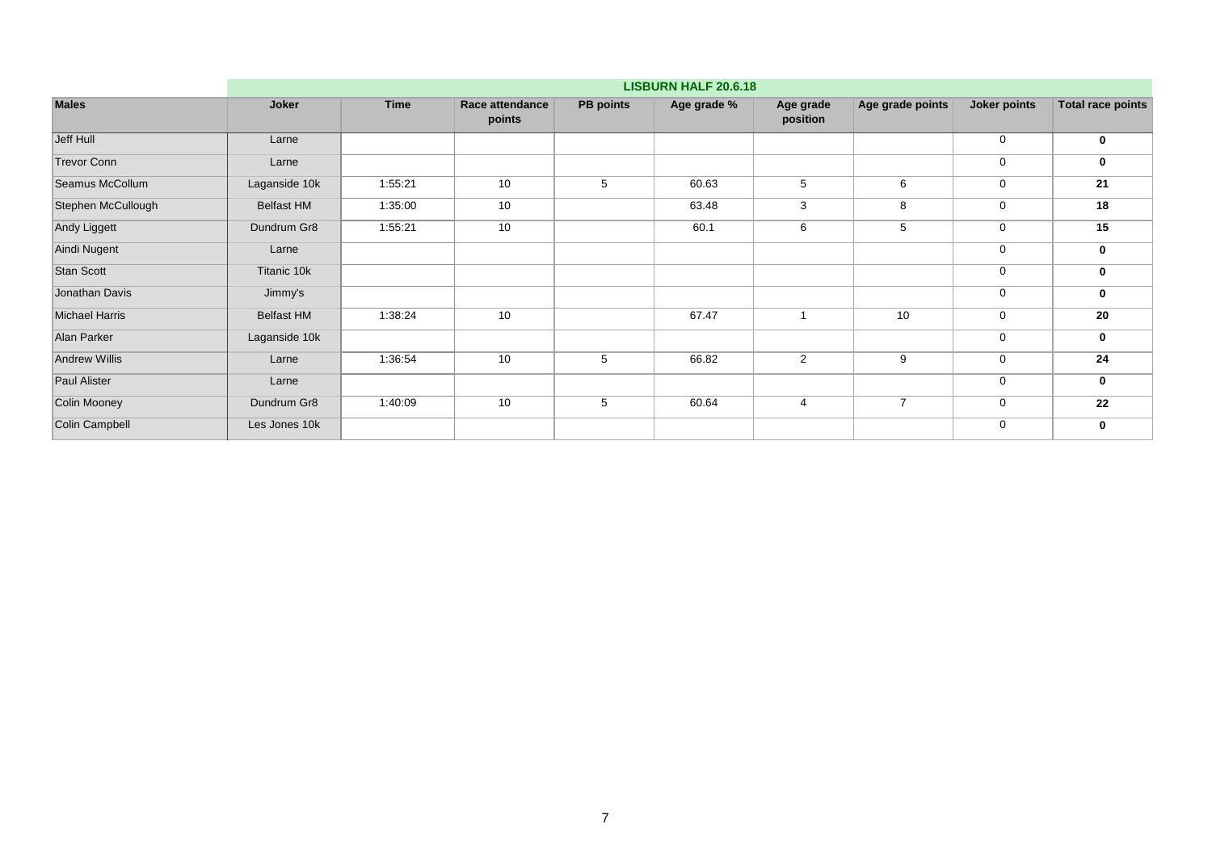| Males | Joker | LISBURN HALF 20.6.18 | | | | | | | |
|---|---|---|---|---|---|---|---|---|---|
| | | Time | Race attendance points | PB points | Age grade % | Age grade position | Age grade points | Joker points | Total race points |
| Jeff Hull | Larne | | | | | | | 0 | **0** |
| Trevor Conn | Larne | | | | | | | 0 | **0** |
| Seamus McCollum | Laganside 10k | 1:55:21 | 10 | 5 | 60.63 | 5 | 6 | 0 | **21** |
| Stephen McCullough | Belfast HM | 1:35:00 | 10 | | 63.48 | 3 | 8 | 0 | **18** |
| Andy Liggett | Dundrum Gr8 | 1:55:21 | 10 | | 60.1 | 6 | 5 | 0 | **15** |
| Aindi Nugent | Larne | | | | | | | 0 | **0** |
| Stan Scott | Titanic 10k | | | | | | | 0 | **0** |
| Jonathan Davis | Jimmy's | | | | | | | 0 | **0** |
| Michael Harris | Belfast HM | 1:38:24 | 10 | | 67.47 | 1 | 10 | 0 | **20** |
| Alan Parker | Laganside 10k | | | | | | | 0 | **0** |
| Andrew Willis | Larne | 1:36:54 | 10 | 5 | 66.82 | 2 | 9 | 0 | **24** |
| Paul Alister | Larne | | | | | | | 0 | **0** |
| Colin Mooney | Dundrum Gr8 | 1:40:09 | 10 | 5 | 60.64 | 4 | 7 | 0 | **22** |
| Colin Campbell | Les Jones 10k | | | | | | | 0 | **0** |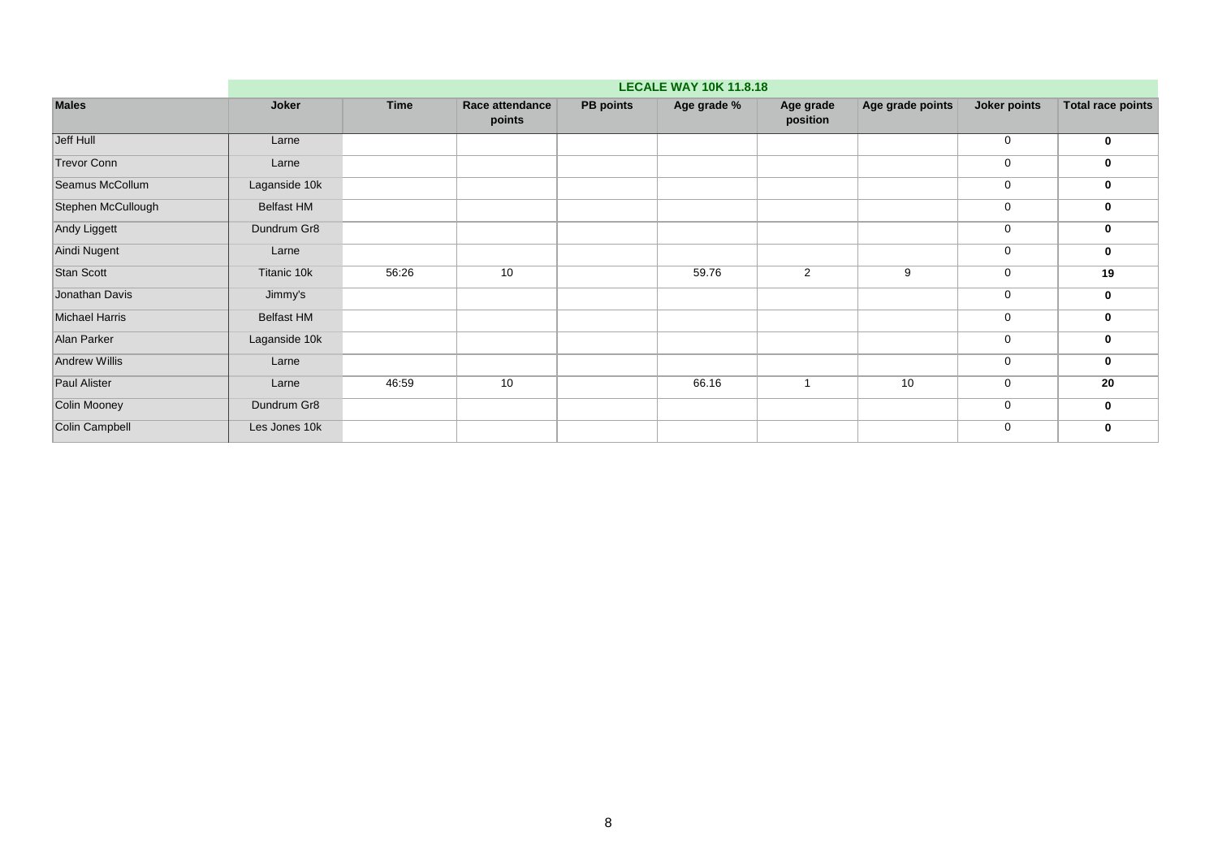| | LECALE WAY 10K 11.8.18 | | | | | | | | |
|---|---|---|---|---|---|---|---|---|---|
| **Males** | **Joker** | **Time** | **Race attendance points** | **PB points** | **Age grade %** | **Age grade position** | **Age grade points** | **Joker points** | **Total race points** |
| Jeff Hull | Larne | | | | | | | 0 | **0** |
| Trevor Conn | Larne | | | | | | | 0 | **0** |
| Seamus McCollum | Laganside 10k | | | | | | | 0 | **0** |
| Stephen McCullough | Belfast HM | | | | | | | 0 | **0** |
| Andy Liggett | Dundrum Gr8 | | | | | | | 0 | **0** |
| Aindi Nugent | Larne | | | | | | | 0 | **0** |
| Stan Scott | Titanic 10k | 56:26 | 10 | | 59.76 | 2 | 9 | 0 | **19** |
| Jonathan Davis | Jimmy's | | | | | | | 0 | **0** |
| Michael Harris | Belfast HM | | | | | | | 0 | **0** |
| Alan Parker | Laganside 10k | | | | | | | 0 | **0** |
| Andrew Willis | Larne | | | | | | | 0 | **0** |
| Paul Alister | Larne | 46:59 | 10 | | 66.16 | 1 | 10 | 0 | **20** |
| Colin Mooney | Dundrum Gr8 | | | | | | | 0 | **0** |
| Colin Campbell | Les Jones 10k | | | | | | | 0 | **0** |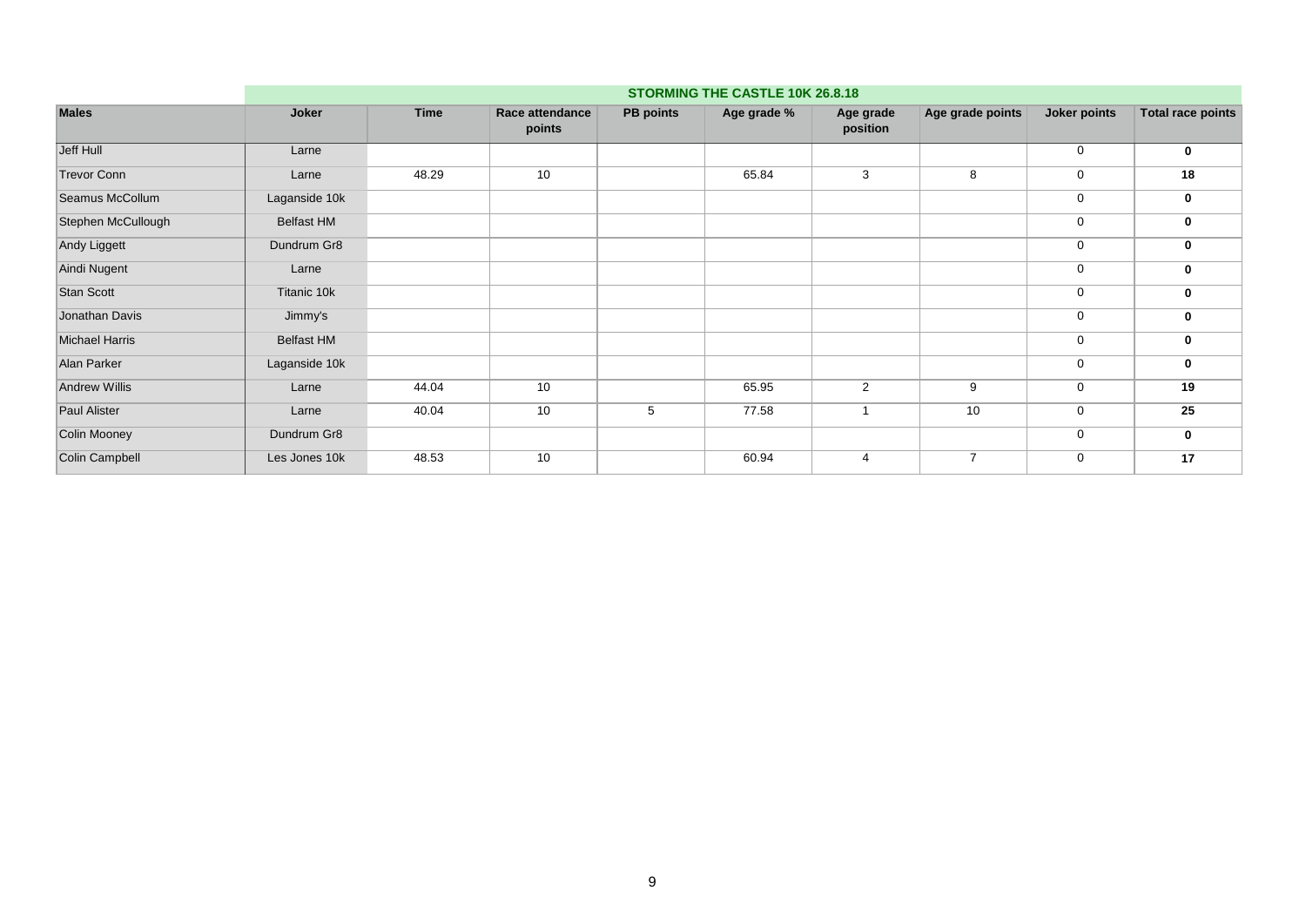| | STORMING THE CASTLE 10K 26.8.18 | | | | | | | | |
|---|---|---|---|---|---|---|---|---|---|
| **Males** | **Joker** | **Time** | **Race attendance points** | **PB points** | **Age grade %** | **Age grade position** | **Age grade points** | **Joker points** | **Total race points** |
| Jeff Hull | Larne | | | | | | | 0 | **0** |
| Trevor Conn | Larne | 48.29 | 10 | | 65.84 | 3 | 8 | 0 | **18** |
| Seamus McCollum | Laganside 10k | | | | | | | 0 | **0** |
| Stephen McCullough | Belfast HM | | | | | | | 0 | **0** |
| Andy Liggett | Dundrum Gr8 | | | | | | | 0 | **0** |
| Aindi Nugent | Larne | | | | | | | 0 | **0** |
| Stan Scott | Titanic 10k | | | | | | | 0 | **0** |
| Jonathan Davis | Jimmy's | | | | | | | 0 | **0** |
| Michael Harris | Belfast HM | | | | | | | 0 | **0** |
| Alan Parker | Laganside 10k | | | | | | | 0 | **0** |
| Andrew Willis | Larne | 44.04 | 10 | | 65.95 | 2 | 9 | 0 | **19** |
| Paul Alister | Larne | 40.04 | 10 | 5 | 77.58 | 1 | 10 | 0 | **25** |
| Colin Mooney | Dundrum Gr8 | | | | | | | 0 | **0** |
| Colin Campbell | Les Jones 10k | 48.53 | 10 | | 60.94 | 4 | 7 | 0 | **17** |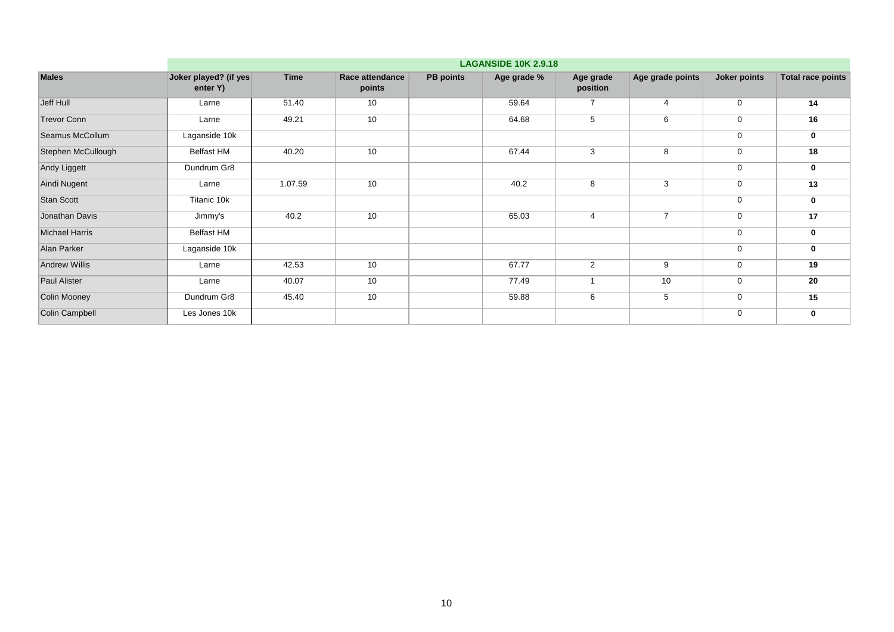| | LAGANSIDE 10K 2.9.18 | | | | | | | | |
|---|---|---|---|---|---|---|---|---|---|
| **Males** | **Joker played? (if yes enter Y)** | **Time** | **Race attendance points** | **PB points** | **Age grade %** | **Age grade position** | **Age grade points** | **Joker points** | **Total race points** |
| Jeff Hull | Larne | 51.40 | 10 | | 59.64 | 7 | 4 | 0 | **14** |
| Trevor Conn | Larne | 49.21 | 10 | | 64.68 | 5 | 6 | 0 | **16** |
| Seamus McCollum | Laganside 10k | | | | | | | 0 | **0** |
| Stephen McCullough | Belfast HM | 40.20 | 10 | | 67.44 | 3 | 8 | 0 | **18** |
| Andy Liggett | Dundrum Gr8 | | | | | | | 0 | **0** |
| Aindi Nugent | Larne | 1.07.59 | 10 | | 40.2 | 8 | 3 | 0 | **13** |
| Stan Scott | Titanic 10k | | | | | | | 0 | **0** |
| Jonathan Davis | Jimmy's | 40.2 | 10 | | 65.03 | 4 | 7 | 0 | **17** |
| Michael Harris | Belfast HM | | | | | | | 0 | **0** |
| Alan Parker | Laganside 10k | | | | | | | 0 | **0** |
| Andrew Willis | Larne | 42.53 | 10 | | 67.77 | 2 | 9 | 0 | **19** |
| Paul Alister | Larne | 40.07 | 10 | | 77.49 | 1 | 10 | 0 | **20** |
| Colin Mooney | Dundrum Gr8 | 45.40 | 10 | | 59.88 | 6 | 5 | 0 | **15** |
| Colin Campbell | Les Jones 10k | | | | | | | 0 | **0** |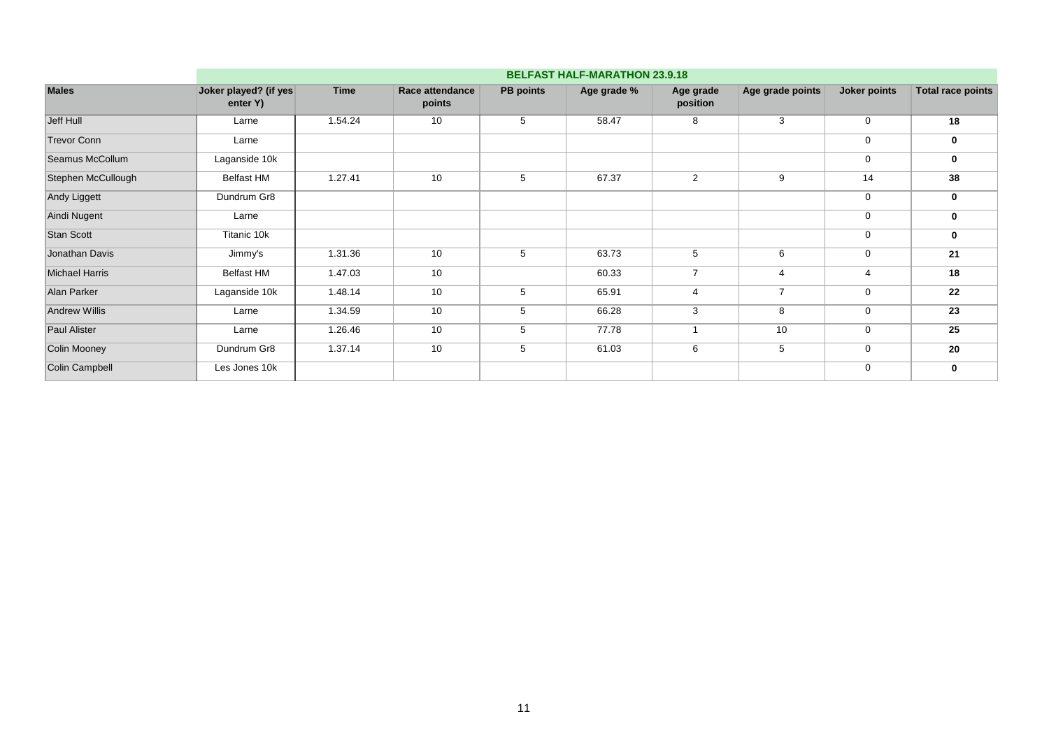| | BELFAST HALF-MARATHON 23.9.18 | | | | | | | | |
|---|---|---|---|---|---|---|---|---|---|
| **Males** | **Joker played? (if yes enter Y)** | **Time** | **Race attendance points** | **PB points** | **Age grade %** | **Age grade position** | **Age grade points** | **Joker points** | **Total race points** |
| Jeff Hull | Larne | 1.54.24 | 10 | 5 | 58.47 | 8 | 3 | 0 | **18** |
| Trevor Conn | Larne | | | | | | | 0 | **0** |
| Seamus McCollum | Laganside 10k | | | | | | | 0 | **0** |
| Stephen McCullough | Belfast HM | 1.27.41 | 10 | 5 | 67.37 | 2 | 9 | 14 | **38** |
| Andy Liggett | Dundrum Gr8 | | | | | | | 0 | **0** |
| Aindi Nugent | Larne | | | | | | | 0 | **0** |
| Stan Scott | Titanic 10k | | | | | | | 0 | **0** |
| Jonathan Davis | Jimmy's | 1.31.36 | 10 | 5 | 63.73 | 5 | 6 | 0 | **21** |
| Michael Harris | Belfast HM | 1.47.03 | 10 | | 60.33 | 7 | 4 | 4 | **18** |
| Alan Parker | Laganside 10k | 1.48.14 | 10 | 5 | 65.91 | 4 | 7 | 0 | **22** |
| Andrew Willis | Larne | 1.34.59 | 10 | 5 | 66.28 | 3 | 8 | 0 | **23** |
| Paul Alister | Larne | 1.26.46 | 10 | 5 | 77.78 | 1 | 10 | 0 | **25** |
| Colin Mooney | Dundrum Gr8 | 1.37.14 | 10 | 5 | 61.03 | 6 | 5 | 0 | **20** |
| Colin Campbell | Les Jones 10k | | | | | | | 0 | **0** |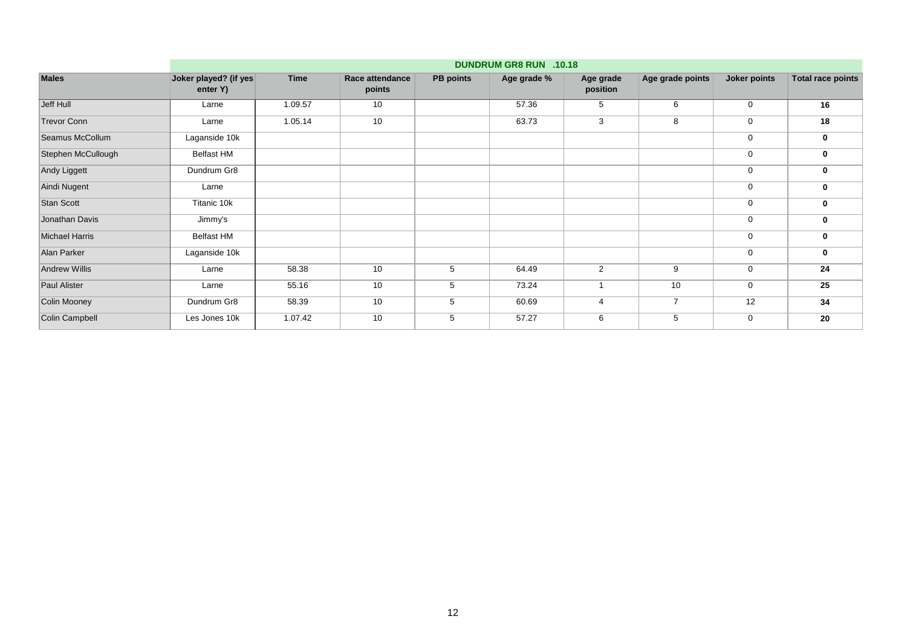| | DUNDRUM GR8 RUN .10.18 | | | | | | | | |
|---|---|---|---|---|---|---|---|---|---|
| **Males** | **Joker played? (if yes enter Y)** | **Time** | **Race attendance points** | **PB points** | **Age grade %** | **Age grade position** | **Age grade points** | **Joker points** | **Total race points** |
| Jeff Hull | Larne | 1.09.57 | 10 | | 57.36 | 5 | 6 | 0 | **16** |
| Trevor Conn | Larne | 1.05.14 | 10 | | 63.73 | 3 | 8 | 0 | **18** |
| Seamus McCollum | Laganside 10k | | | | | | | 0 | **0** |
| Stephen McCullough | Belfast HM | | | | | | | 0 | **0** |
| Andy Liggett | Dundrum Gr8 | | | | | | | 0 | **0** |
| Aindi Nugent | Larne | | | | | | | 0 | **0** |
| Stan Scott | Titanic 10k | | | | | | | 0 | **0** |
| Jonathan Davis | Jimmy's | | | | | | | 0 | **0** |
| Michael Harris | Belfast HM | | | | | | | 0 | **0** |
| Alan Parker | Laganside 10k | | | | | | | 0 | **0** |
| Andrew Willis | Larne | 58.38 | 10 | 5 | 64.49 | 2 | 9 | 0 | **24** |
| Paul Alister | Larne | 55.16 | 10 | 5 | 73.24 | 1 | 10 | 0 | **25** |
| Colin Mooney | Dundrum Gr8 | 58.39 | 10 | 5 | 60.69 | 4 | 7 | 12 | **34** |
| Colin Campbell | Les Jones 10k | 1.07.42 | 10 | 5 | 57.27 | 6 | 5 | 0 | **20** |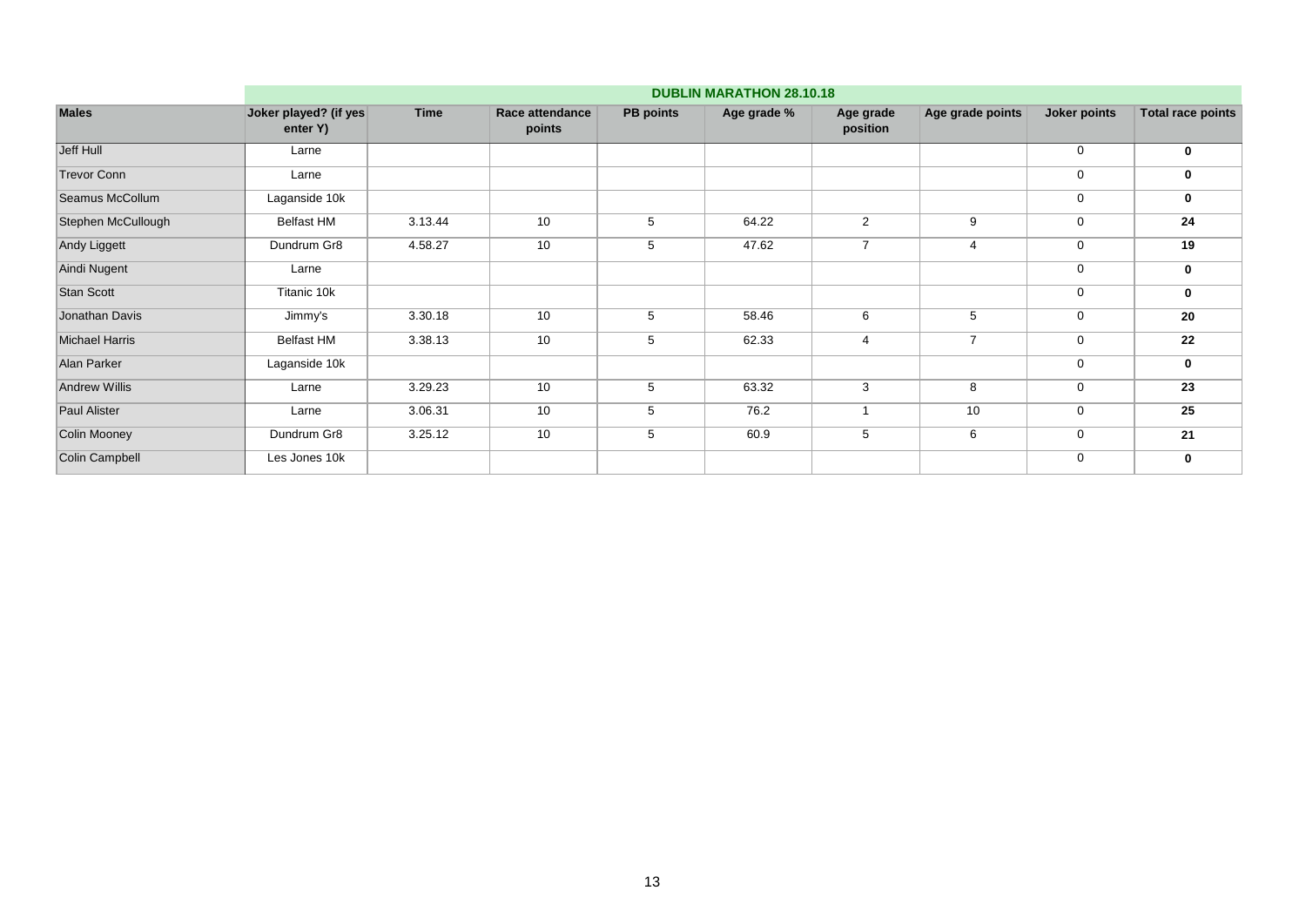| | DUBLIN MARATHON 28.10.18 | | | | | | | | |
|---|---|---|---|---|---|---|---|---|---|
| **Males** | **Joker played? (if yes enter Y)** | **Time** | **Race attendance points** | **PB points** | **Age grade %** | **Age grade position** | **Age grade points** | **Joker points** | **Total race points** |
| Jeff Hull | Larne | | | | | | | 0 | **0** |
| Trevor Conn | Larne | | | | | | | 0 | **0** |
| Seamus McCollum | Laganside 10k | | | | | | | 0 | **0** |
| Stephen McCullough | Belfast HM | 3.13.44 | 10 | 5 | 64.22 | 2 | 9 | 0 | **24** |
| Andy Liggett | Dundrum Gr8 | 4.58.27 | 10 | 5 | 47.62 | 7 | 4 | 0 | **19** |
| Aindi Nugent | Larne | | | | | | | 0 | **0** |
| Stan Scott | Titanic 10k | | | | | | | 0 | **0** |
| Jonathan Davis | Jimmy's | 3.30.18 | 10 | 5 | 58.46 | 6 | 5 | 0 | **20** |
| Michael Harris | Belfast HM | 3.38.13 | 10 | 5 | 62.33 | 4 | 7 | 0 | **22** |
| Alan Parker | Laganside 10k | | | | | | | 0 | **0** |
| Andrew Willis | Larne | 3.29.23 | 10 | 5 | 63.32 | 3 | 8 | 0 | **23** |
| Paul Alister | Larne | 3.06.31 | 10 | 5 | 76.2 | 1 | 10 | 0 | **25** |
| Colin Mooney | Dundrum Gr8 | 3.25.12 | 10 | 5 | 60.9 | 5 | 6 | 0 | **21** |
| Colin Campbell | Les Jones 10k | | | | | | | 0 | **0** |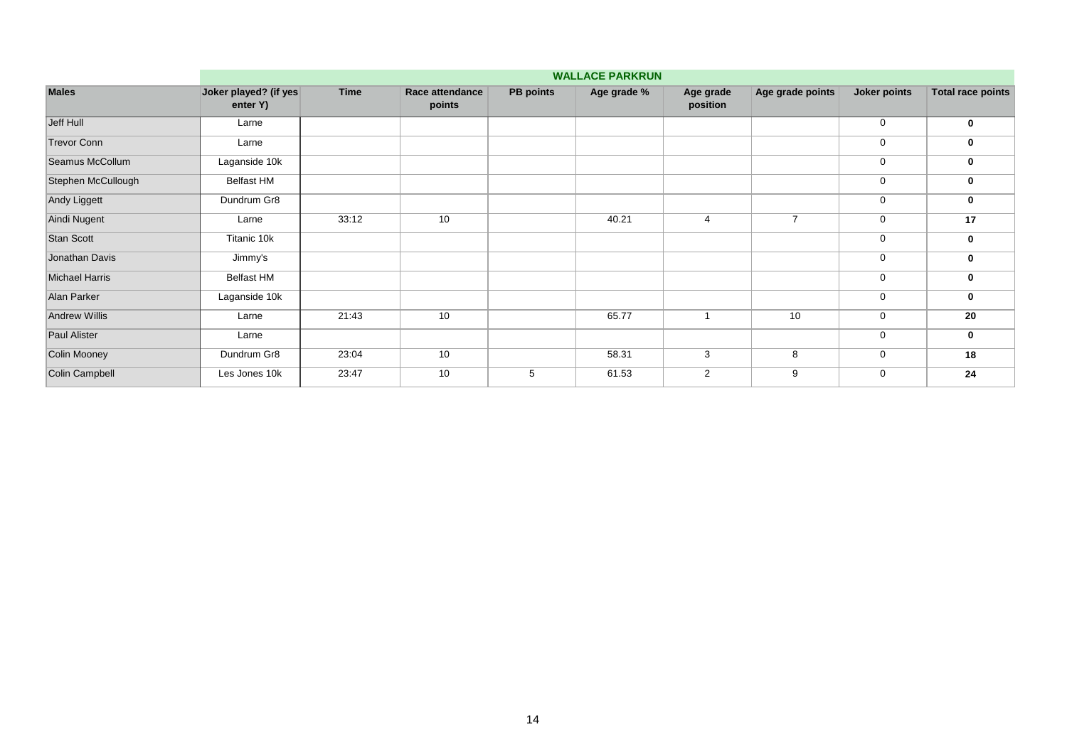| | WALLACE PARKRUN | | | | | | | | |
|---|---|---|---|---|---|---|---|---|---|
| **Males** | **Joker played? (if yes enter Y)** | **Time** | **Race attendance points** | **PB points** | **Age grade %** | **Age grade position** | **Age grade points** | **Joker points** | **Total race points** |
| Jeff Hull | Larne | | | | | | | 0 | **0** |
| Trevor Conn | Larne | | | | | | | 0 | **0** |
| Seamus McCollum | Laganside 10k | | | | | | | 0 | **0** |
| Stephen McCullough | Belfast HM | | | | | | | 0 | **0** |
| Andy Liggett | Dundrum Gr8 | | | | | | | 0 | **0** |
| Aindi Nugent | Larne | 33:12 | 10 | | 40.21 | 4 | 7 | 0 | **17** |
| Stan Scott | Titanic 10k | | | | | | | 0 | **0** |
| Jonathan Davis | Jimmy's | | | | | | | 0 | **0** |
| Michael Harris | Belfast HM | | | | | | | 0 | **0** |
| Alan Parker | Laganside 10k | | | | | | | 0 | **0** |
| Andrew Willis | Larne | 21:43 | 10 | | 65.77 | 1 | 10 | 0 | **20** |
| Paul Alister | Larne | | | | | | | 0 | **0** |
| Colin Mooney | Dundrum Gr8 | 23:04 | 10 | | 58.31 | 3 | 8 | 0 | **18** |
| Colin Campbell | Les Jones 10k | 23:47 | 10 | 5 | 61.53 | 2 | 9 | 0 | **24** |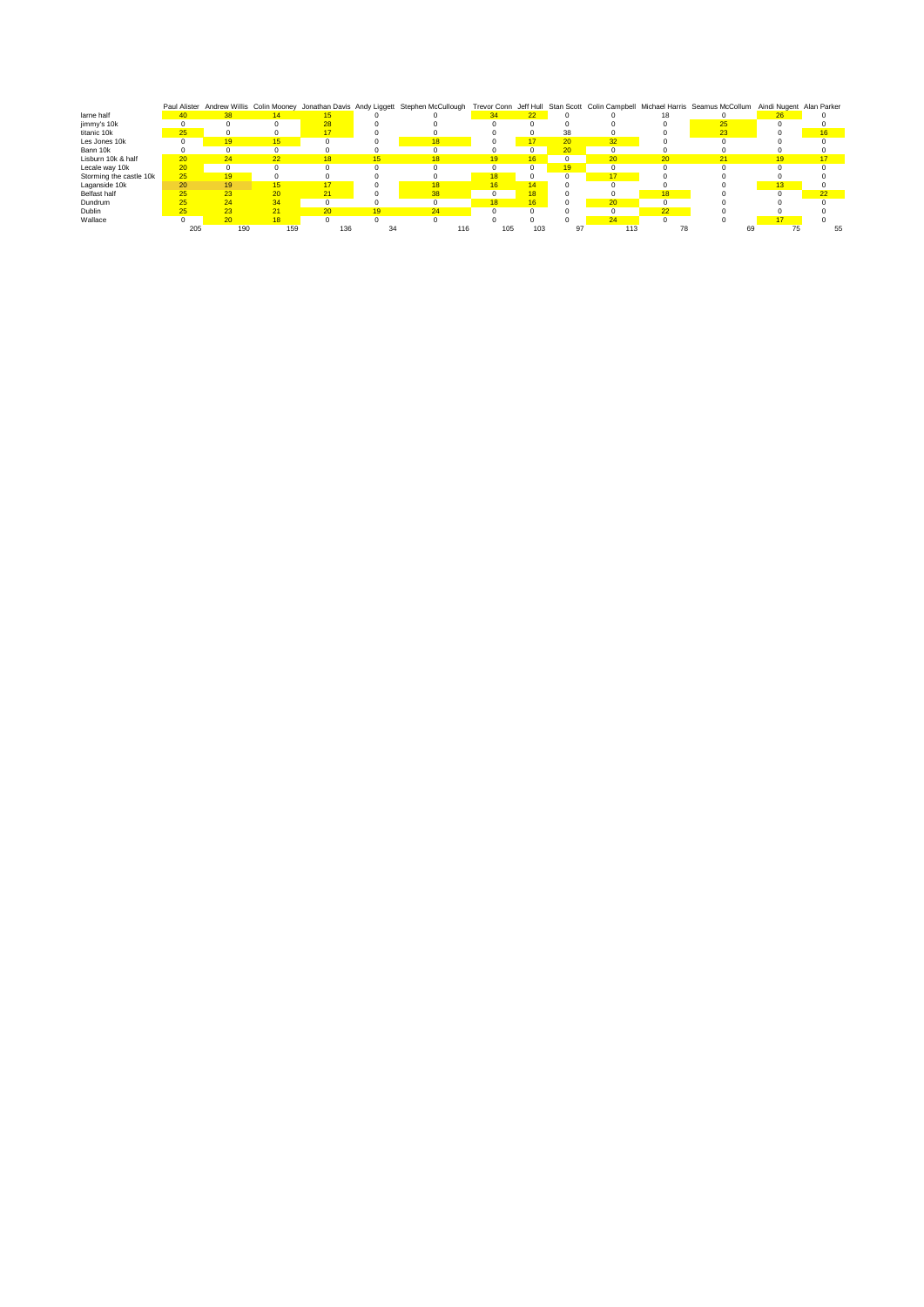| | Paul Alister | Andrew Willis | Colin Mooney | Jonathan Davis | Andy Liggett | Stephen McCullough | Trevor Conn | Jeff Hull | Stan Scott | Colin Campbell | Michael Harris | Seamus McCollum | Aindi Nugent | Alan Parker |
|---|---|---|---|---|---|---|---|---|---|---|---|---|---|---|
| larne half | 40 | 38 | 14 | 15 | 0 | 0 | 34 | 22 | 0 | 0 | 18 | 0 | 26 | 0 |
| jimmy's 10k | 0 | 0 | 0 | 28 | 0 | 0 | 0 | 0 | 0 | 0 | 0 | 25 | 0 | 0 |
| titanic 10k | 25 | 0 | 0 | 17 | 0 | 0 | 0 | 0 | 38 | 0 | 0 | 23 | 0 | 16 |
| Les Jones 10k | 0 | 19 | 15 | 0 | 0 | 18 | 0 | 17 | 20 | 32 | 0 | 0 | 0 | 0 |
| Bann 10k | 0 | 0 | 0 | 0 | 0 | 0 | 0 | 0 | 20 | 0 | 0 | 0 | 0 | 0 |
| Lisburn 10k & half | 20 | 24 | 22 | 18 | 15 | 18 | 19 | 16 | 0 | 20 | 20 | 21 | 19 | 17 |
| Lecale way 10k | 20 | 0 | 0 | 0 | 0 | 0 | 0 | 0 | 19 | 0 | 0 | 0 | 0 | 0 |
| Storming the castle 10k | 25 | 19 | 0 | 0 | 0 | 0 | 18 | 0 | 0 | 17 | 0 | 0 | 0 | 0 |
| Laganside 10k | 20 | 19 | 15 | 17 | 0 | 18 | 16 | 14 | 0 | 0 | 0 | 0 | 13 | 0 |
| Belfast half | 25 | 23 | 20 | 21 | 0 | 38 | 0 | 18 | 0 | 0 | 18 | 0 | 0 | 22 |
| Dundrum | 25 | 24 | 34 | 0 | 0 | 0 | 18 | 16 | 0 | 20 | 0 | 0 | 0 | 0 |
| Dublin | 25 | 23 | 21 | 20 | 19 | 24 | 0 | 0 | 0 | 0 | 22 | 0 | 0 | 0 |
| Wallace | 0 | 20 | 18 | 0 | 0 | 0 | 0 | 0 | 0 | 24 | 0 | 0 | 17 | 0 |
| | 205 | 190 | 159 | 136 | 34 | 116 | 105 | 103 | 97 | 113 | 78 | 69 | 75 | 55 |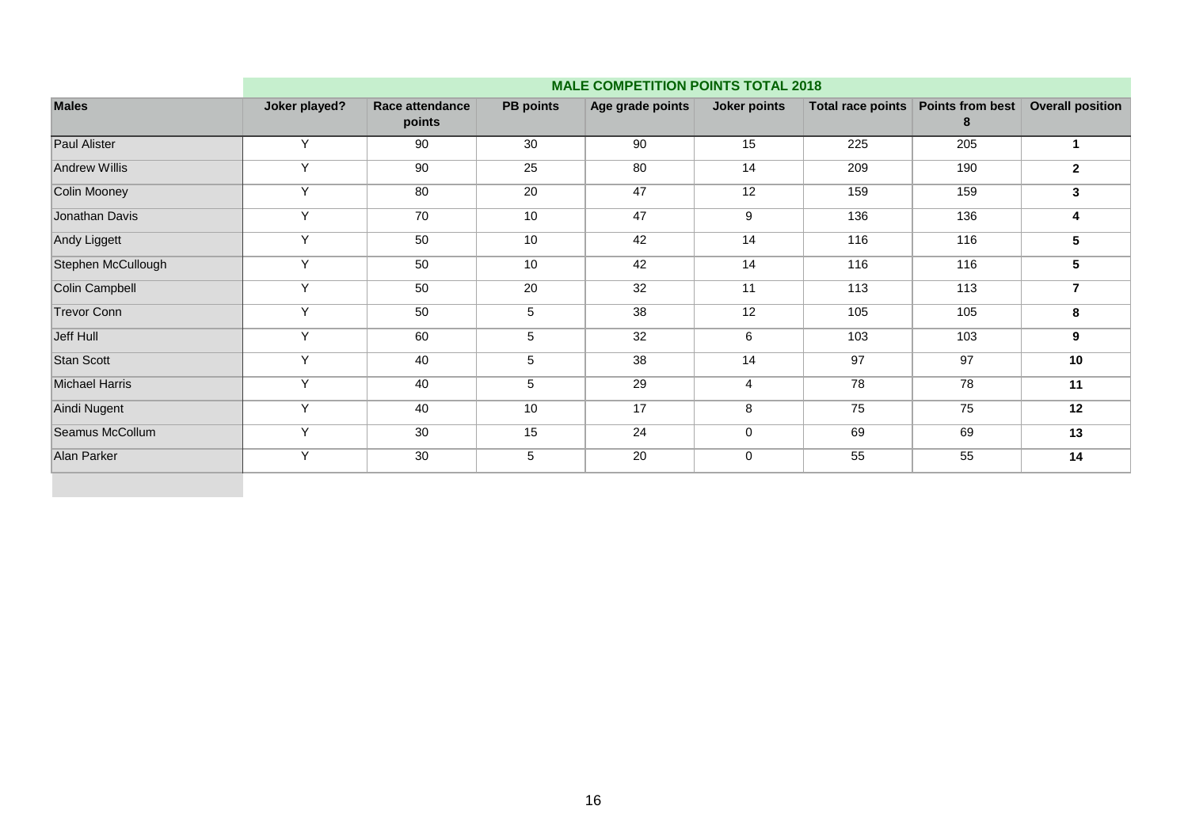| | MALE COMPETITION POINTS TOTAL 2018 | | | | | | | |
|---|---|---|---|---|---|---|---|---|
| **Males** | **Joker played?** | **Race attendance points** | **PB points** | **Age grade points** | **Joker points** | **Total race points** | **Points from best 8** | **Overall position** |
| Paul Alister | Y | 90 | 30 | 90 | 15 | 225 | 205 | **1** |
| Andrew Willis | Y | 90 | 25 | 80 | 14 | 209 | 190 | **2** |
| Colin Mooney | Y | 80 | 20 | 47 | 12 | 159 | 159 | **3** |
| Jonathan Davis | Y | 70 | 10 | 47 | 9 | 136 | 136 | **4** |
| Andy Liggett | Y | 50 | 10 | 42 | 14 | 116 | 116 | **5** |
| Stephen McCullough | Y | 50 | 10 | 42 | 14 | 116 | 116 | **5** |
| Colin Campbell | Y | 50 | 20 | 32 | 11 | 113 | 113 | **7** |
| Trevor Conn | Y | 50 | 5 | 38 | 12 | 105 | 105 | **8** |
| Jeff Hull | Y | 60 | 5 | 32 | 6 | 103 | 103 | **9** |
| Stan Scott | Y | 40 | 5 | 38 | 14 | 97 | 97 | **10** |
| Michael Harris | Y | 40 | 5 | 29 | 4 | 78 | 78 | **11** |
| Aindi Nugent | Y | 40 | 10 | 17 | 8 | 75 | 75 | **12** |
| Seamus McCollum | Y | 30 | 15 | 24 | 0 | 69 | 69 | **13** |
| Alan Parker | Y | 30 | 5 | 20 | 0 | 55 | 55 | **14** |